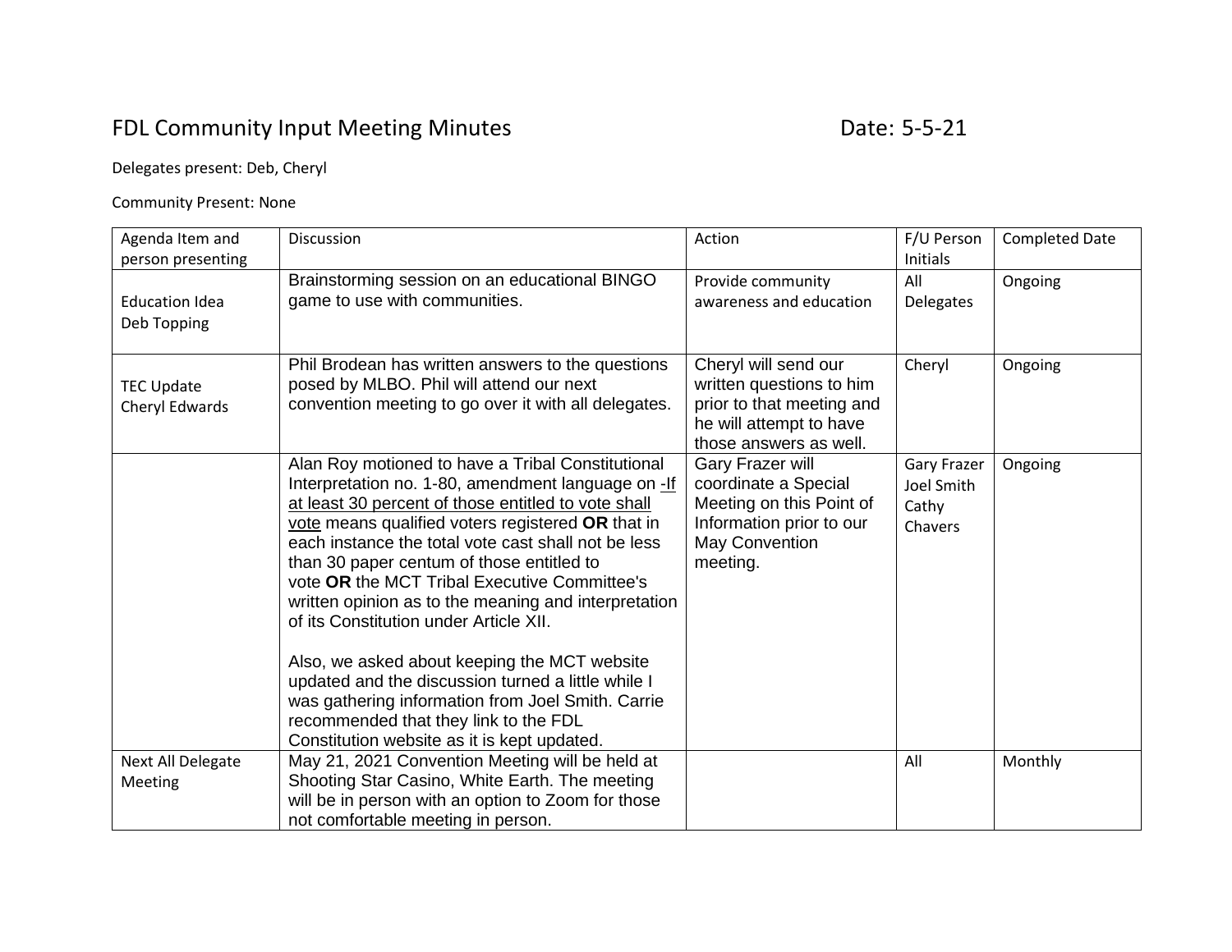# FDL Community Input Meeting Minutes

Date: 5-5-21

Delegates present: Deb, Cheryl

Community Present: None

| Agenda Item and person presenting | Discussion | Action | F/U Person Initials | Completed Date |
|---|---|---|---|---|
| Education Idea<br>Deb Topping | Brainstorming session on an educational BINGO game to use with communities. | Provide community awareness and education | All Delegates | Ongoing |
| TEC Update<br>Cheryl Edwards | Phil Brodean has written answers to the questions posed by MLBO. Phil will attend our next convention meeting to go over it with all delegates. | Cheryl will send our written questions to him prior to that meeting and he will attempt to have those answers as well. | Cheryl | Ongoing |
| | Alan Roy motioned to have a Tribal Constitutional Interpretation no. 1-80, amendment language on <u>-If at least 30 percent of those entitled to vote shall vote</u> means qualified voters registered **OR** that in each instance the total vote cast shall not be less than 30 paper centum of those entitled to vote **OR** the MCT Tribal Executive Committee's written opinion as to the meaning and interpretation of its Constitution under Article XII.<br><br>Also, we asked about keeping the MCT website updated and the discussion turned a little while I was gathering information from Joel Smith. Carrie recommended that they link to the FDL Constitution website as it is kept updated. | Gary Frazer will coordinate a Special Meeting on this Point of Information prior to our May Convention meeting. | Gary Frazer<br>Joel Smith<br>Cathy Chavers | Ongoing |
| Next All Delegate Meeting | May 21, 2021 Convention Meeting will be held at Shooting Star Casino, White Earth. The meeting will be in person with an option to Zoom for those not comfortable meeting in person. | | All | Monthly |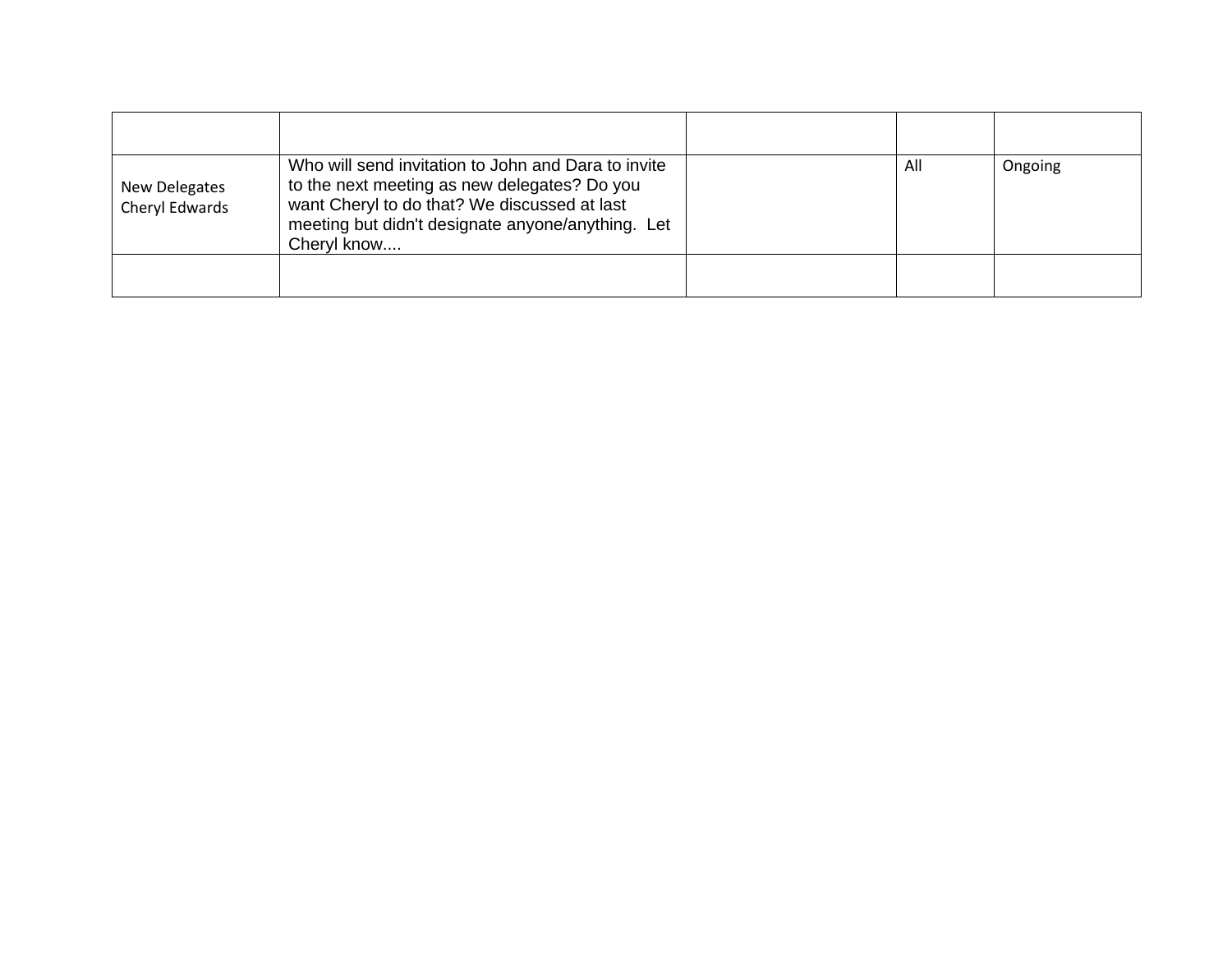| | | | | |
|---|---|---|---|---|
| | | | | |
| New Delegates Cheryl Edwards | Who will send invitation to John and Dara to invite to the next meeting as new delegates? Do you want Cheryl to do that? We discussed at last meeting but didn't designate anyone/anything. Let Cheryl know.... | | All | Ongoing |
| | | | | |